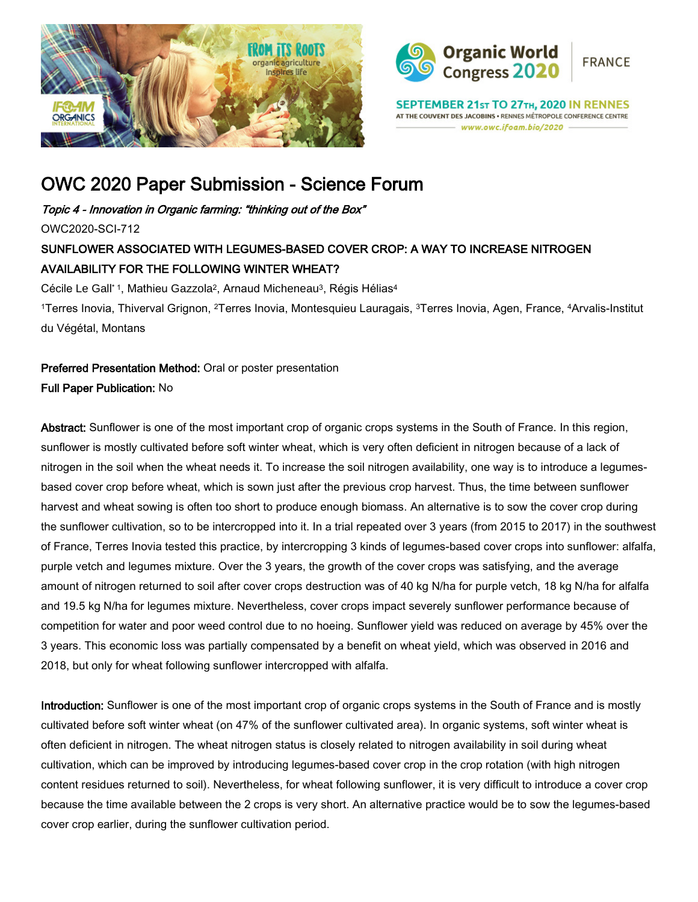# OWC 2020 Paper Submission - Science Forum

*Topic 4 - Innovation in Organic farming: "thinking out of the Box"*

OWC2020-SCI-712

## SUNFLOWER ASSOCIATED WITH LEGUMES-BASED COVER CROP: A WAY TO INCREASE NITROGEN AVAILABILITY FOR THE FOLLOWING WINTER WHEAT?

Cécile Le Gall* [1], Mathieu Gazzola[2], Arnaud Micheneau[3], Régis Hélias[4]

[1]Terres Inovia, Thiverval Grignon, [2]Terres Inovia, Montesquieu Lauragais, [3]Terres Inovia, Agen, France, [4]Arvalis-Institut du Végétal, Montans

**Preferred Presentation Method:** Oral or poster presentation

**Full Paper Publication:** No

**Abstract:** Sunflower is one of the most important crop of organic crops systems in the South of France. In this region, sunflower is mostly cultivated before soft winter wheat, which is very often deficient in nitrogen because of a lack of nitrogen in the soil when the wheat needs it. To increase the soil nitrogen availability, one way is to introduce a legumes-based cover crop before wheat, which is sown just after the previous crop harvest. Thus, the time between sunflower harvest and wheat sowing is often too short to produce enough biomass. An alternative is to sow the cover crop during the sunflower cultivation, so to be intercropped into it. In a trial repeated over 3 years (from 2015 to 2017) in the southwest of France, Terres Inovia tested this practice, by intercropping 3 kinds of legumes-based cover crops into sunflower: alfalfa, purple vetch and legumes mixture. Over the 3 years, the growth of the cover crops was satisfying, and the average amount of nitrogen returned to soil after cover crops destruction was of 40 kg N/ha for purple vetch, 18 kg N/ha for alfalfa and 19.5 kg N/ha for legumes mixture. Nevertheless, cover crops impact severely sunflower performance because of competition for water and poor weed control due to no hoeing. Sunflower yield was reduced on average by 45% over the 3 years. This economic loss was partially compensated by a benefit on wheat yield, which was observed in 2016 and 2018, but only for wheat following sunflower intercropped with alfalfa.

**Introduction:** Sunflower is one of the most important crop of organic crops systems in the South of France and is mostly cultivated before soft winter wheat (on 47% of the sunflower cultivated area). In organic systems, soft winter wheat is often deficient in nitrogen. The wheat nitrogen status is closely related to nitrogen availability in soil during wheat cultivation, which can be improved by introducing legumes-based cover crop in the crop rotation (with high nitrogen content residues returned to soil). Nevertheless, for wheat following sunflower, it is very difficult to introduce a cover crop because the time available between the 2 crops is very short. An alternative practice would be to sow the legumes-based cover crop earlier, during the sunflower cultivation period.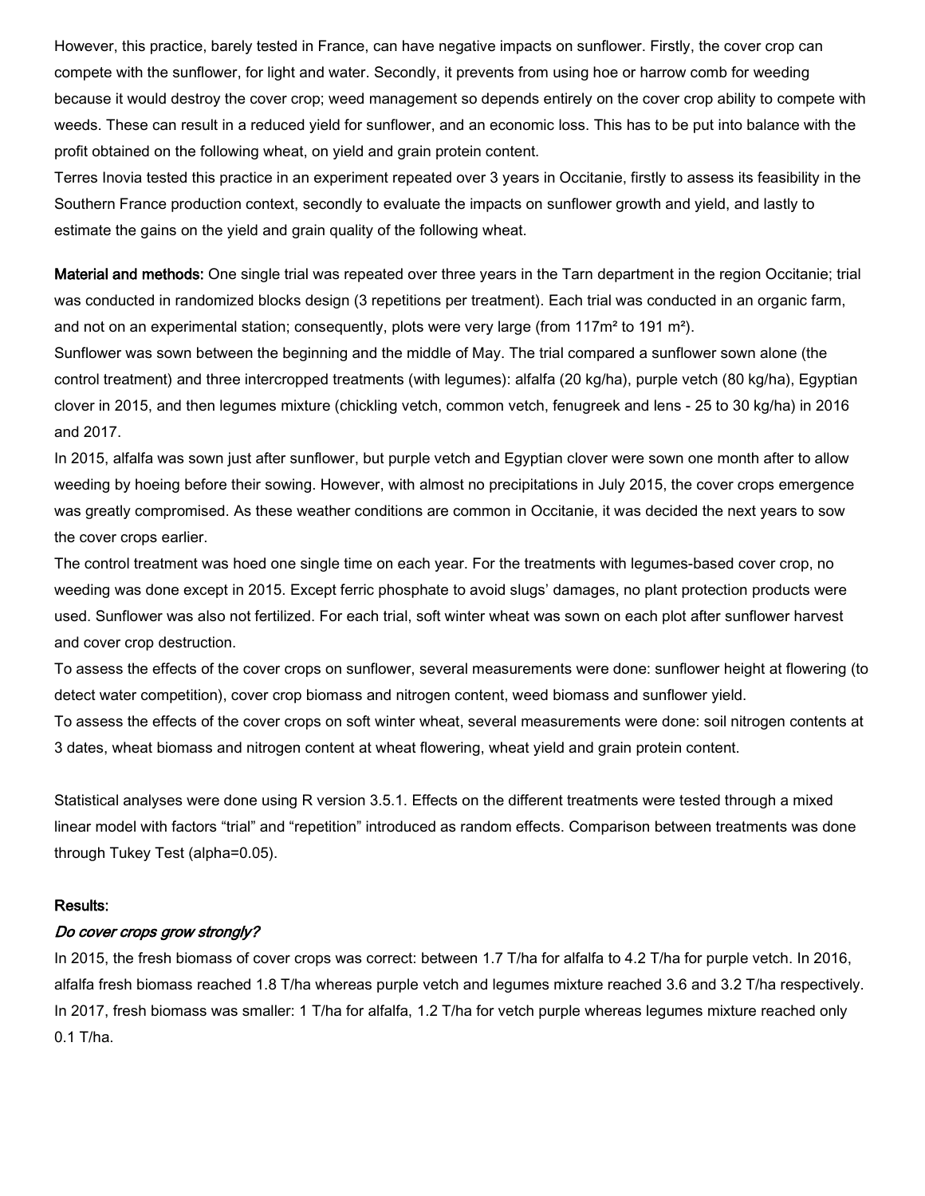However, this practice, barely tested in France, can have negative impacts on sunflower. Firstly, the cover crop can compete with the sunflower, for light and water. Secondly, it prevents from using hoe or harrow comb for weeding because it would destroy the cover crop; weed management so depends entirely on the cover crop ability to compete with weeds. These can result in a reduced yield for sunflower, and an economic loss. This has to be put into balance with the profit obtained on the following wheat, on yield and grain protein content.

Terres Inovia tested this practice in an experiment repeated over 3 years in Occitanie, firstly to assess its feasibility in the Southern France production context, secondly to evaluate the impacts on sunflower growth and yield, and lastly to estimate the gains on the yield and grain quality of the following wheat.

**Material and methods:** One single trial was repeated over three years in the Tarn department in the region Occitanie; trial was conducted in randomized blocks design (3 repetitions per treatment). Each trial was conducted in an organic farm, and not on an experimental station; consequently, plots were very large (from 117m² to 191 m²).

Sunflower was sown between the beginning and the middle of May. The trial compared a sunflower sown alone (the control treatment) and three intercropped treatments (with legumes): alfalfa (20 kg/ha), purple vetch (80 kg/ha), Egyptian clover in 2015, and then legumes mixture (chickling vetch, common vetch, fenugreek and lens - 25 to 30 kg/ha) in 2016 and 2017.

In 2015, alfalfa was sown just after sunflower, but purple vetch and Egyptian clover were sown one month after to allow weeding by hoeing before their sowing. However, with almost no precipitations in July 2015, the cover crops emergence was greatly compromised. As these weather conditions are common in Occitanie, it was decided the next years to sow the cover crops earlier.

The control treatment was hoed one single time on each year. For the treatments with legumes-based cover crop, no weeding was done except in 2015. Except ferric phosphate to avoid slugs' damages, no plant protection products were used. Sunflower was also not fertilized. For each trial, soft winter wheat was sown on each plot after sunflower harvest and cover crop destruction.

To assess the effects of the cover crops on sunflower, several measurements were done: sunflower height at flowering (to detect water competition), cover crop biomass and nitrogen content, weed biomass and sunflower yield.

To assess the effects of the cover crops on soft winter wheat, several measurements were done: soil nitrogen contents at 3 dates, wheat biomass and nitrogen content at wheat flowering, wheat yield and grain protein content.

Statistical analyses were done using R version 3.5.1. Effects on the different treatments were tested through a mixed linear model with factors "trial" and "repetition" introduced as random effects. Comparison between treatments was done through Tukey Test (alpha=0.05).

**Results:**

***Do cover crops grow strongly?***

In 2015, the fresh biomass of cover crops was correct: between 1.7 T/ha for alfalfa to 4.2 T/ha for purple vetch. In 2016, alfalfa fresh biomass reached 1.8 T/ha whereas purple vetch and legumes mixture reached 3.6 and 3.2 T/ha respectively. In 2017, fresh biomass was smaller: 1 T/ha for alfalfa, 1.2 T/ha for vetch purple whereas legumes mixture reached only 0.1 T/ha.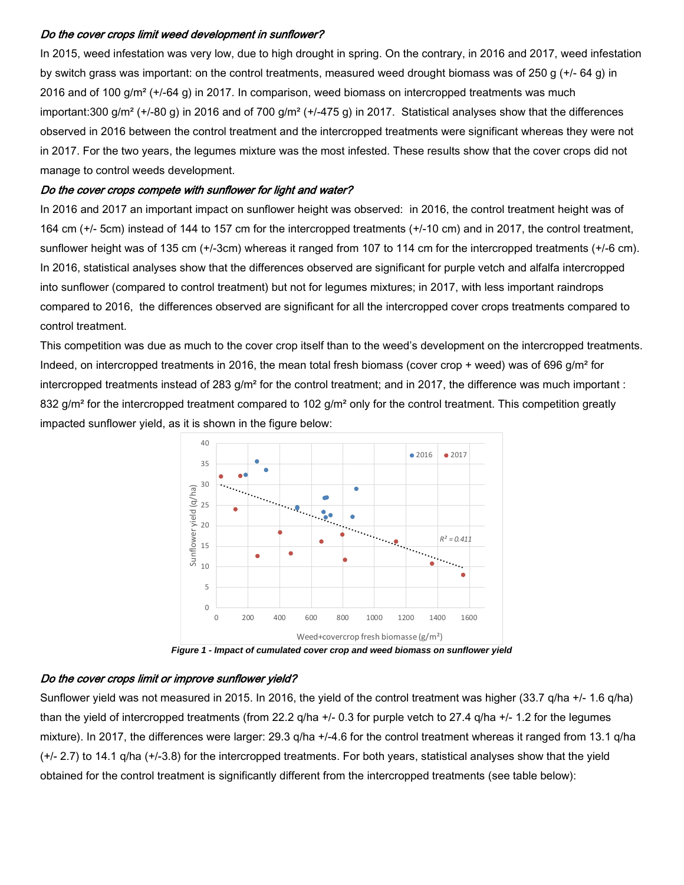***Do the cover crops limit weed development in sunflower?***

In 2015, weed infestation was very low, due to high drought in spring. On the contrary, in 2016 and 2017, weed infestation by switch grass was important: on the control treatments, measured weed drought biomass was of 250 g (+/- 64 g) in 2016 and of 100 g/m² (+/-64 g) in 2017. In comparison, weed biomass on intercropped treatments was much important:300 g/m² (+/-80 g) in 2016 and of 700 g/m² (+/-475 g) in 2017. Statistical analyses show that the differences observed in 2016 between the control treatment and the intercropped treatments were significant whereas they were not in 2017. For the two years, the legumes mixture was the most infested. These results show that the cover crops did not manage to control weeds development.

***Do the cover crops compete with sunflower for light and water?***

In 2016 and 2017 an important impact on sunflower height was observed: in 2016, the control treatment height was of 164 cm (+/- 5cm) instead of 144 to 157 cm for the intercropped treatments (+/-10 cm) and in 2017, the control treatment, sunflower height was of 135 cm (+/-3cm) whereas it ranged from 107 to 114 cm for the intercropped treatments (+/-6 cm). In 2016, statistical analyses show that the differences observed are significant for purple vetch and alfalfa intercropped into sunflower (compared to control treatment) but not for legumes mixtures; in 2017, with less important raindrops compared to 2016, the differences observed are significant for all the intercropped cover crops treatments compared to control treatment.

This competition was due as much to the cover crop itself than to the weed's development on the intercropped treatments. Indeed, on intercropped treatments in 2016, the mean total fresh biomass (cover crop + weed) was of 696 g/m² for intercropped treatments instead of 283 g/m² for the control treatment; and in 2017, the difference was much important : 832 g/m² for the intercropped treatment compared to 102 g/m² only for the control treatment. This competition greatly impacted sunflower yield, as it is shown in the figure below:

**Figure 1 - Impact of cumulated cover crop and weed biomass on sunflower yield**

***Do the cover crops limit or improve sunflower yield?***

Sunflower yield was not measured in 2015. In 2016, the yield of the control treatment was higher (33.7 q/ha +/- 1.6 q/ha) than the yield of intercropped treatments (from 22.2 q/ha +/- 0.3 for purple vetch to 27.4 q/ha +/- 1.2 for the legumes mixture). In 2017, the differences were larger: 29.3 q/ha +/-4.6 for the control treatment whereas it ranged from 13.1 q/ha (+/- 2.7) to 14.1 q/ha (+/-3.8) for the intercropped treatments. For both years, statistical analyses show that the yield obtained for the control treatment is significantly different from the intercropped treatments (see table below):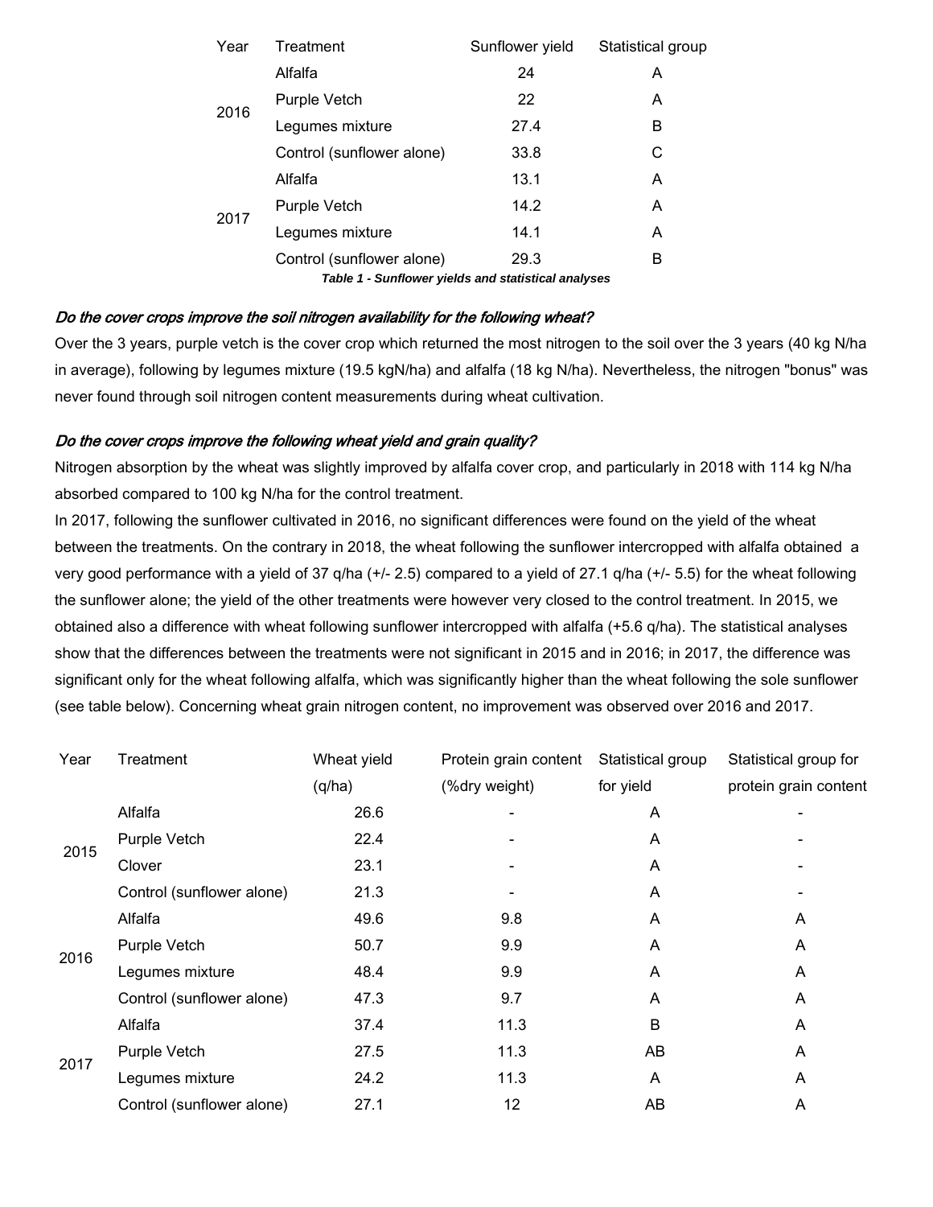| Year | Treatment | Sunflower yield | Statistical group |
|---|---|---|---|
| 2016 | Alfalfa | 24 | A |
| | Purple Vetch | 22 | A |
| | Legumes mixture | 27.4 | B |
| | Control (sunflower alone) | 33.8 | C |
| 2017 | Alfalfa | 13.1 | A |
| | Purple Vetch | 14.2 | A |
| | Legumes mixture | 14.1 | A |
| | Control (sunflower alone) | 29.3 | B |

***Table 1 - Sunflower yields and statistical analyses***

### *Do the cover crops improve the soil nitrogen availability for the following wheat?*

Over the 3 years, purple vetch is the cover crop which returned the most nitrogen to the soil over the 3 years (40 kg N/ha in average), following by legumes mixture (19.5 kgN/ha) and alfalfa (18 kg N/ha). Nevertheless, the nitrogen "bonus" was never found through soil nitrogen content measurements during wheat cultivation.

### *Do the cover crops improve the following wheat yield and grain quality?*

Nitrogen absorption by the wheat was slightly improved by alfalfa cover crop, and particularly in 2018 with 114 kg N/ha absorbed compared to 100 kg N/ha for the control treatment.

In 2017, following the sunflower cultivated in 2016, no significant differences were found on the yield of the wheat between the treatments. On the contrary in 2018, the wheat following the sunflower intercropped with alfalfa obtained a very good performance with a yield of 37 q/ha (+/- 2.5) compared to a yield of 27.1 q/ha (+/- 5.5) for the wheat following the sunflower alone; the yield of the other treatments were however very closed to the control treatment. In 2015, we obtained also a difference with wheat following sunflower intercropped with alfalfa (+5.6 q/ha). The statistical analyses show that the differences between the treatments were not significant in 2015 and in 2016; in 2017, the difference was significant only for the wheat following alfalfa, which was significantly higher than the wheat following the sole sunflower (see table below). Concerning wheat grain nitrogen content, no improvement was observed over 2016 and 2017.

| Year | Treatment | Wheat yield (q/ha) | Protein grain content (%dry weight) | Statistical group for yield | Statistical group for protein grain content |
|---|---|---|---|---|---|
| 2015 | Alfalfa | 26.6 | - | A | - |
| | Purple Vetch | 22.4 | - | A | - |
| | Clover | 23.1 | - | A | - |
| | Control (sunflower alone) | 21.3 | - | A | - |
| 2016 | Alfalfa | 49.6 | 9.8 | A | A |
| | Purple Vetch | 50.7 | 9.9 | A | A |
| | Legumes mixture | 48.4 | 9.9 | A | A |
| | Control (sunflower alone) | 47.3 | 9.7 | A | A |
| 2017 | Alfalfa | 37.4 | 11.3 | B | A |
| | Purple Vetch | 27.5 | 11.3 | AB | A |
| | Legumes mixture | 24.2 | 11.3 | A | A |
| | Control (sunflower alone) | 27.1 | 12 | AB | A |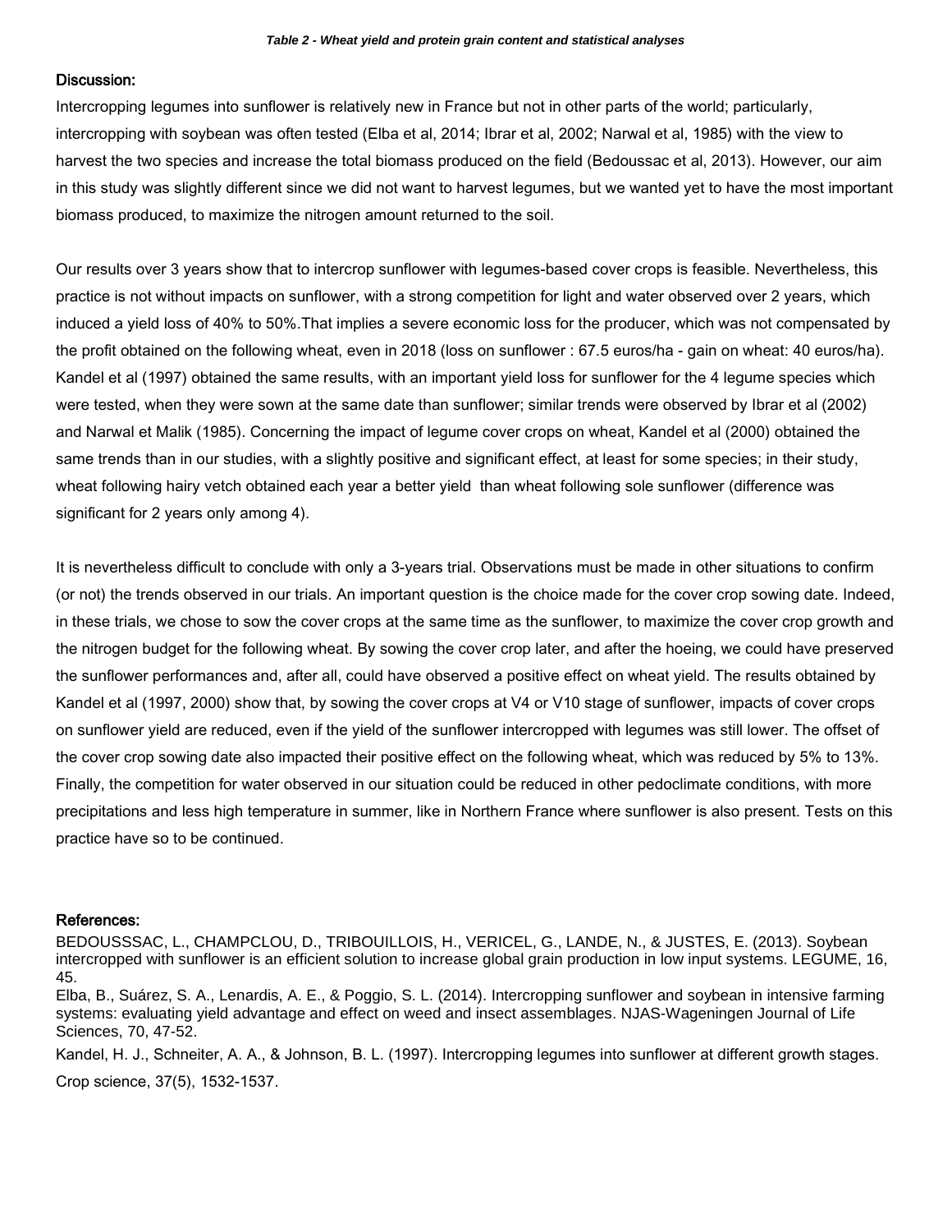*Table 2 - Wheat yield and protein grain content and statistical analyses*

**Discussion:**

Intercropping legumes into sunflower is relatively new in France but not in other parts of the world; particularly, intercropping with soybean was often tested (Elba et al, 2014; Ibrar et al, 2002; Narwal et al, 1985) with the view to harvest the two species and increase the total biomass produced on the field (Bedoussac et al, 2013). However, our aim in this study was slightly different since we did not want to harvest legumes, but we wanted yet to have the most important biomass produced, to maximize the nitrogen amount returned to the soil.

Our results over 3 years show that to intercrop sunflower with legumes-based cover crops is feasible. Nevertheless, this practice is not without impacts on sunflower, with a strong competition for light and water observed over 2 years, which induced a yield loss of 40% to 50%.That implies a severe economic loss for the producer, which was not compensated by the profit obtained on the following wheat, even in 2018 (loss on sunflower : 67.5 euros/ha - gain on wheat: 40 euros/ha). Kandel et al (1997) obtained the same results, with an important yield loss for sunflower for the 4 legume species which were tested, when they were sown at the same date than sunflower; similar trends were observed by Ibrar et al (2002) and Narwal et Malik (1985). Concerning the impact of legume cover crops on wheat, Kandel et al (2000) obtained the same trends than in our studies, with a slightly positive and significant effect, at least for some species; in their study, wheat following hairy vetch obtained each year a better yield than wheat following sole sunflower (difference was significant for 2 years only among 4).

It is nevertheless difficult to conclude with only a 3-years trial. Observations must be made in other situations to confirm (or not) the trends observed in our trials. An important question is the choice made for the cover crop sowing date. Indeed, in these trials, we chose to sow the cover crops at the same time as the sunflower, to maximize the cover crop growth and the nitrogen budget for the following wheat. By sowing the cover crop later, and after the hoeing, we could have preserved the sunflower performances and, after all, could have observed a positive effect on wheat yield. The results obtained by Kandel et al (1997, 2000) show that, by sowing the cover crops at V4 or V10 stage of sunflower, impacts of cover crops on sunflower yield are reduced, even if the yield of the sunflower intercropped with legumes was still lower. The offset of the cover crop sowing date also impacted their positive effect on the following wheat, which was reduced by 5% to 13%. Finally, the competition for water observed in our situation could be reduced in other pedoclimate conditions, with more precipitations and less high temperature in summer, like in Northern France where sunflower is also present. Tests on this practice have so to be continued.

**References:**

BEDOUSSSAC, L., CHAMPCLOU, D., TRIBOUILLOIS, H., VERICEL, G., LANDE, N., & JUSTES, E. (2013). Soybean intercropped with sunflower is an efficient solution to increase global grain production in low input systems. LEGUME, 16, 45.

Elba, B., Suárez, S. A., Lenardis, A. E., & Poggio, S. L. (2014). Intercropping sunflower and soybean in intensive farming systems: evaluating yield advantage and effect on weed and insect assemblages. NJAS-Wageningen Journal of Life Sciences, 70, 47-52.

Kandel, H. J., Schneiter, A. A., & Johnson, B. L. (1997). Intercropping legumes into sunflower at different growth stages. Crop science, 37(5), 1532-1537.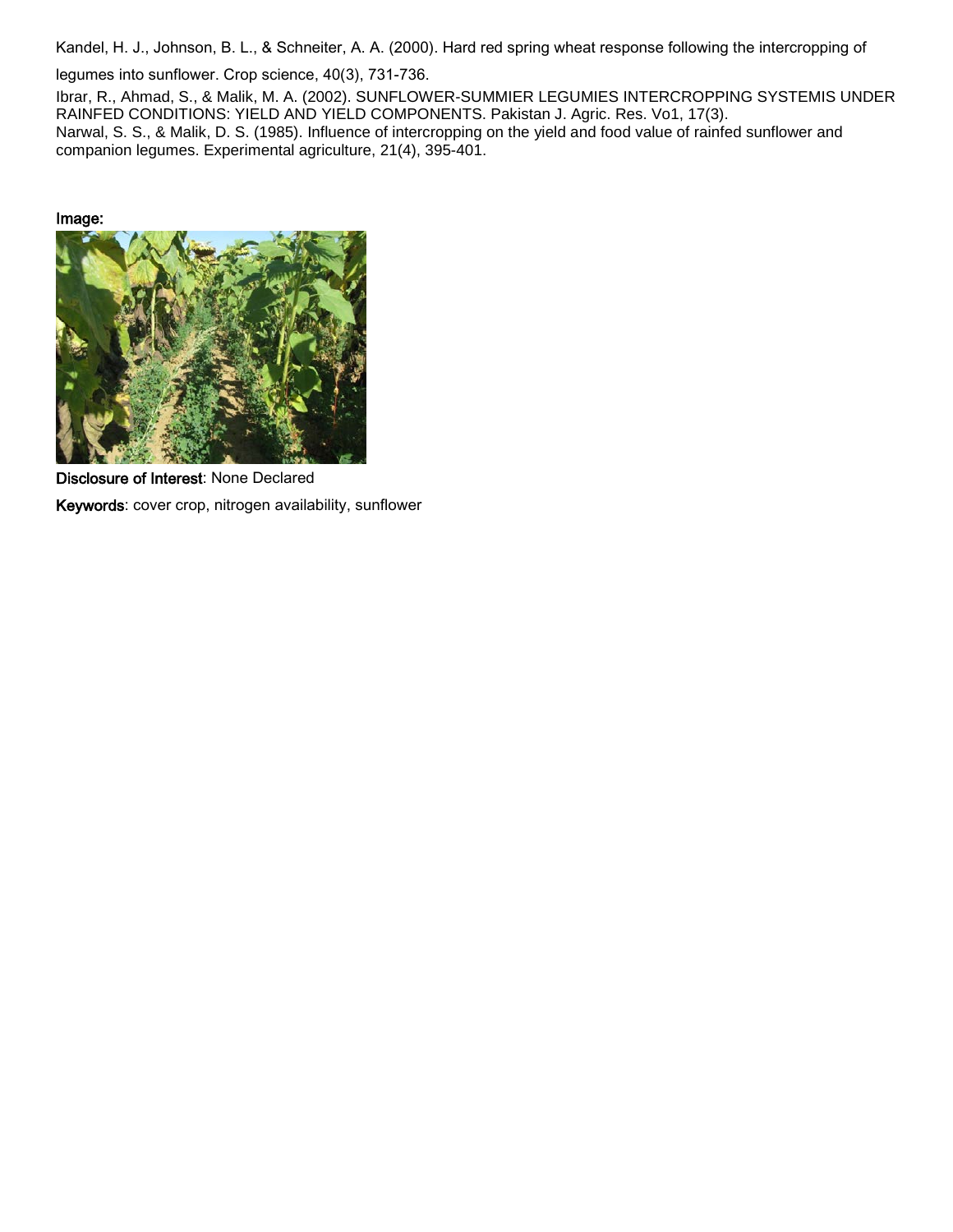Kandel, H. J., Johnson, B. L., & Schneiter, A. A. (2000). Hard red spring wheat response following the intercropping of legumes into sunflower. Crop science, 40(3), 731-736.

Ibrar, R., Ahmad, S., & Malik, M. A. (2002). SUNFLOWER-SUMMIER LEGUMIES INTERCROPPING SYSTEMIS UNDER RAINFED CONDITIONS: YIELD AND YIELD COMPONENTS. Pakistan J. Agric. Res. Vo1, 17(3).

Narwal, S. S., & Malik, D. S. (1985). Influence of intercropping on the yield and food value of rainfed sunflower and companion legumes. Experimental agriculture, 21(4), 395-401.

**Image:**

**Disclosure of Interest**: None Declared

**Keywords**: cover crop, nitrogen availability, sunflower